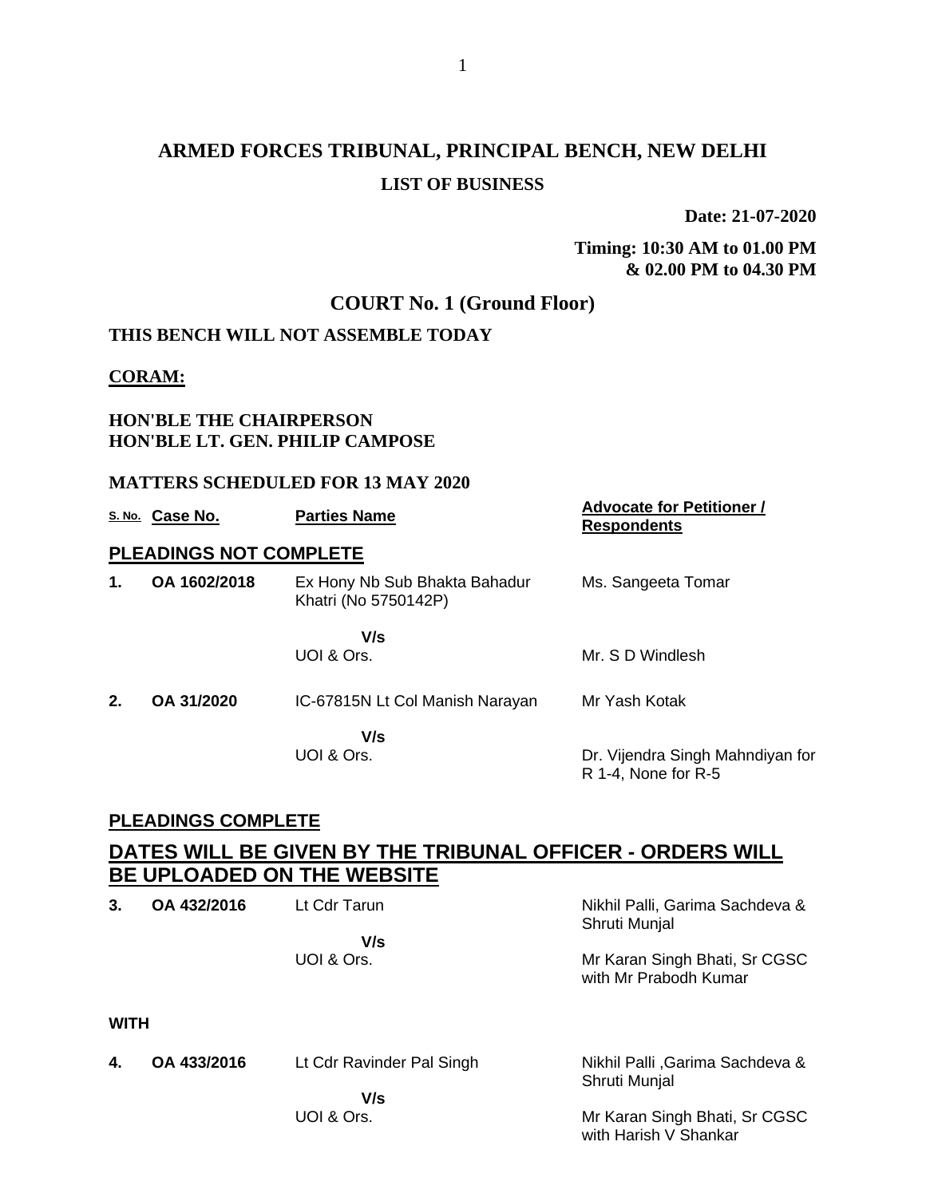# ARMED FORCES TRIBUNAL, PRINCIPAL BENCH, NEW DELHI

## LIST OF BUSINESS

**Date: 21-07-2020**

**Timing: 10:30 AM to 01.00 PM & 02.00 PM to 04.30 PM**

## COURT No. 1 (Ground Floor)

**THIS BENCH WILL NOT ASSEMBLE TODAY**

**CORAM:**

**HON'BLE THE CHAIRPERSON**
**HON'BLE LT. GEN. PHILIP CAMPOSE**

**MATTERS SCHEDULED FOR 13 MAY 2020**

| S. No. | Case No. | Parties Name | Advocate for Petitioner / Respondents |
|---|---|---|---|
| **PLEADINGS NOT COMPLETE** | | | |
| **1.** | **OA 1602/2018** | Ex Hony Nb Sub Bhakta Bahadur Khatri (No 5750142P) | Ms. Sangeeta Tomar |
| | | **V/s** | |
| | | UOI & Ors. | Mr. S D Windlesh |
| **2.** | **OA 31/2020** | IC-67815N Lt Col Manish Narayan | Mr Yash Kotak |
| | | **V/s** | |
| | | UOI & Ors. | Dr. Vijendra Singh Mahndiyan for R 1-4, None for R-5 |

**PLEADINGS COMPLETE**

**DATES WILL BE GIVEN BY THE TRIBUNAL OFFICER - ORDERS WILL BE UPLOADED ON THE WEBSITE**

| S. No. | Case No. | Parties Name | Advocate for Petitioner / Respondents |
|---|---|---|---|
| **3.** | **OA 432/2016** | Lt Cdr Tarun | Nikhil Palli, Garima Sachdeva & Shruti Munjal |
| | | **V/s** | |
| | | UOI & Ors. | Mr Karan Singh Bhati, Sr CGSC with Mr Prabodh Kumar |
| **WITH** | | | |
| **4.** | **OA 433/2016** | Lt Cdr Ravinder Pal Singh | Nikhil Palli ,Garima Sachdeva & Shruti Munjal |
| | | **V/s** | |
| | | UOI & Ors. | Mr Karan Singh Bhati, Sr CGSC with Harish V Shankar |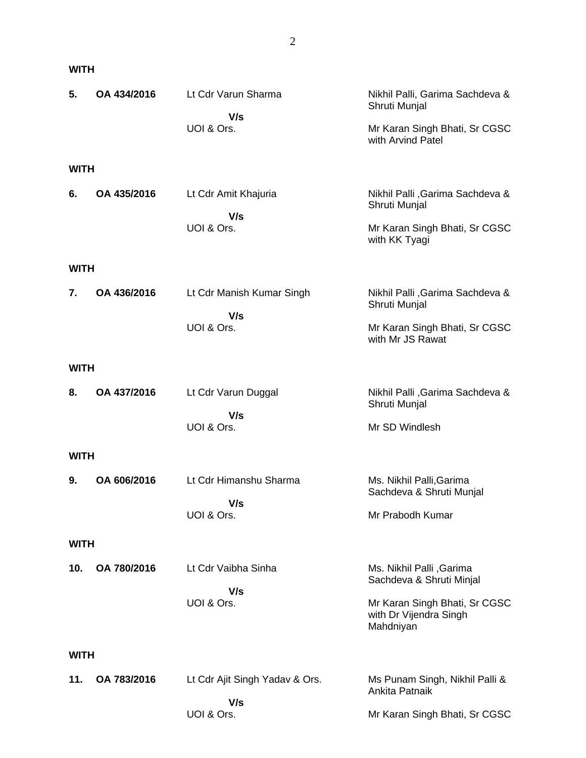**WITH**

| | | | |
|---|---|---|---|
| **5.** | **OA 434/2016** | Lt Cdr Varun Sharma<br>**V/s**<br>UOI & Ors. | Nikhil Palli, Garima Sachdeva & Shruti Munjal<br><br>Mr Karan Singh Bhati, Sr CGSC with Arvind Patel |

**WITH**

| | | | |
|---|---|---|---|
| **6.** | **OA 435/2016** | Lt Cdr Amit Khajuria<br>**V/s**<br>UOI & Ors. | Nikhil Palli ,Garima Sachdeva & Shruti Munjal<br><br>Mr Karan Singh Bhati, Sr CGSC with KK Tyagi |

**WITH**

| | | | |
|---|---|---|---|
| **7.** | **OA 436/2016** | Lt Cdr Manish Kumar Singh<br>**V/s**<br>UOI & Ors. | Nikhil Palli ,Garima Sachdeva & Shruti Munjal<br><br>Mr Karan Singh Bhati, Sr CGSC with Mr JS Rawat |

**WITH**

| | | | |
|---|---|---|---|
| **8.** | **OA 437/2016** | Lt Cdr Varun Duggal<br>**V/s**<br>UOI & Ors. | Nikhil Palli ,Garima Sachdeva & Shruti Munjal<br><br>Mr SD Windlesh |

**WITH**

| | | | |
|---|---|---|---|
| **9.** | **OA 606/2016** | Lt Cdr Himanshu Sharma<br>**V/s**<br>UOI & Ors. | Ms. Nikhil Palli,Garima Sachdeva & Shruti Munjal<br><br>Mr Prabodh Kumar |

**WITH**

| | | | |
|---|---|---|---|
| **10.** | **OA 780/2016** | Lt Cdr Vaibha Sinha<br>**V/s**<br>UOI & Ors. | Ms. Nikhil Palli ,Garima Sachdeva & Shruti Minjal<br><br>Mr Karan Singh Bhati, Sr CGSC with Dr Vijendra Singh Mahdniyan |

**WITH**

| | | | |
|---|---|---|---|
| **11.** | **OA 783/2016** | Lt Cdr Ajit Singh Yadav & Ors.<br>**V/s**<br>UOI & Ors. | Ms Punam Singh, Nikhil Palli & Ankita Patnaik<br><br>Mr Karan Singh Bhati, Sr CGSC |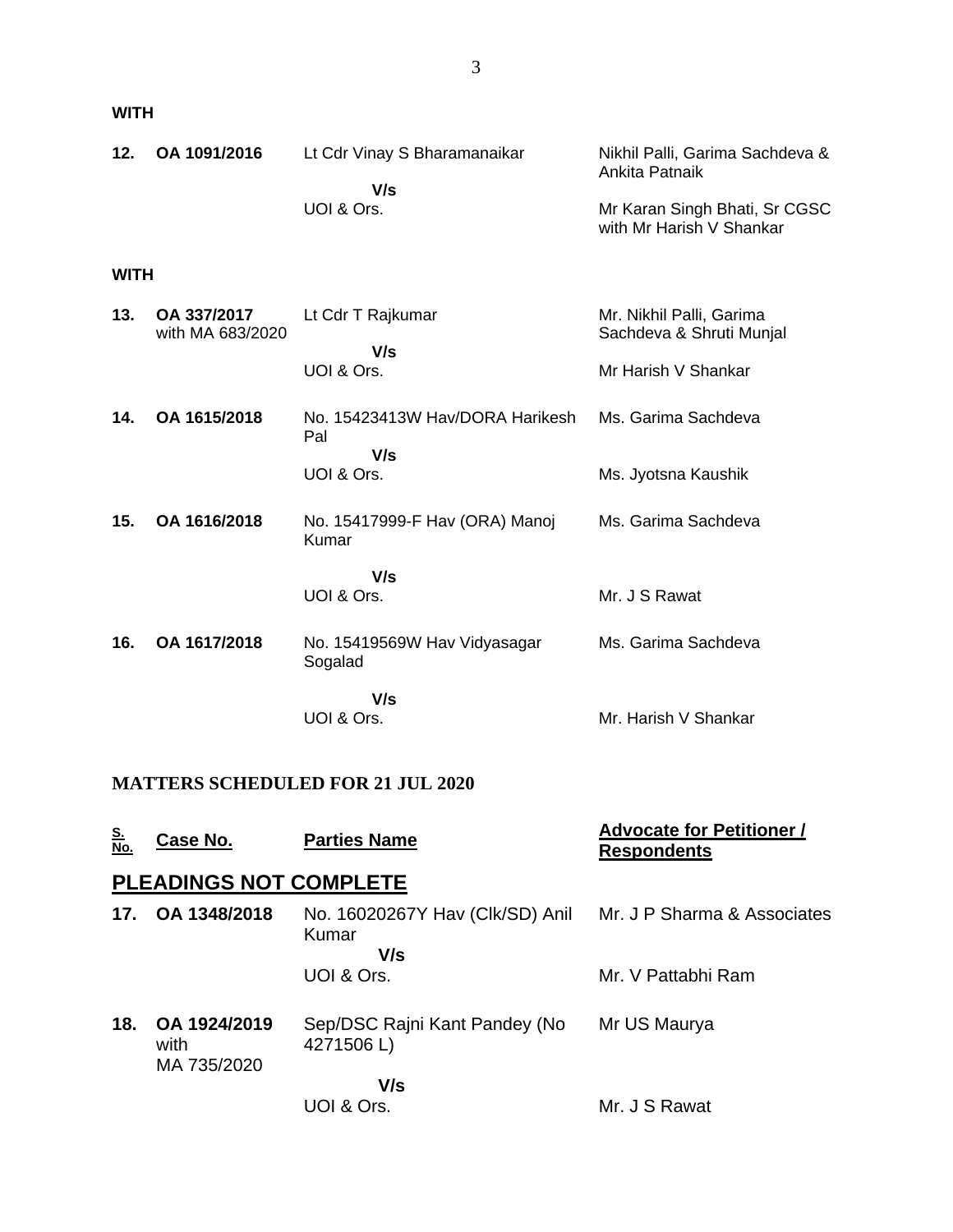**WITH**

| | | | |
|---|---|---|---|
| **12.** | **OA 1091/2016** | Lt Cdr Vinay S Bharamanaikar<br>**V/s**<br>UOI & Ors. | Nikhil Palli, Garima Sachdeva & Ankita Patnaik<br><br>Mr Karan Singh Bhati, Sr CGSC with Mr Harish V Shankar |

**WITH**

| | | | |
|---|---|---|---|
| **13.** | **OA 337/2017** with MA 683/2020 | Lt Cdr T Rajkumar<br>**V/s**<br>UOI & Ors. | Mr. Nikhil Palli, Garima Sachdeva & Shruti Munjal<br><br>Mr Harish V Shankar |
| **14.** | **OA 1615/2018** | No. 15423413W Hav/DORA Harikesh Pal<br>**V/s**<br>UOI & Ors. | Ms. Garima Sachdeva<br><br>Ms. Jyotsna Kaushik |
| **15.** | **OA 1616/2018** | No. 15417999-F Hav (ORA) Manoj Kumar<br>**V/s**<br>UOI & Ors. | Ms. Garima Sachdeva<br><br>Mr. J S Rawat |
| **16.** | **OA 1617/2018** | No. 15419569W Hav Vidyasagar Sogalad<br>**V/s**<br>UOI & Ors. | Ms. Garima Sachdeva<br><br>Mr. Harish V Shankar |

## MATTERS SCHEDULED FOR 21 JUL 2020

| S. No. | Case No. | Parties Name | Advocate for Petitioner / Respondents |
|---|---|---|---|
| | **PLEADINGS NOT COMPLETE** | | |
| **17.** | **OA 1348/2018** | No. 16020267Y Hav (Clk/SD) Anil Kumar<br>**V/s**<br>UOI & Ors. | Mr. J P Sharma & Associates<br><br>Mr. V Pattabhi Ram |
| **18.** | **OA 1924/2019** with MA 735/2020 | Sep/DSC Rajni Kant Pandey (No 4271506 L)<br>**V/s**<br>UOI & Ors. | Mr US Maurya<br><br>Mr. J S Rawat |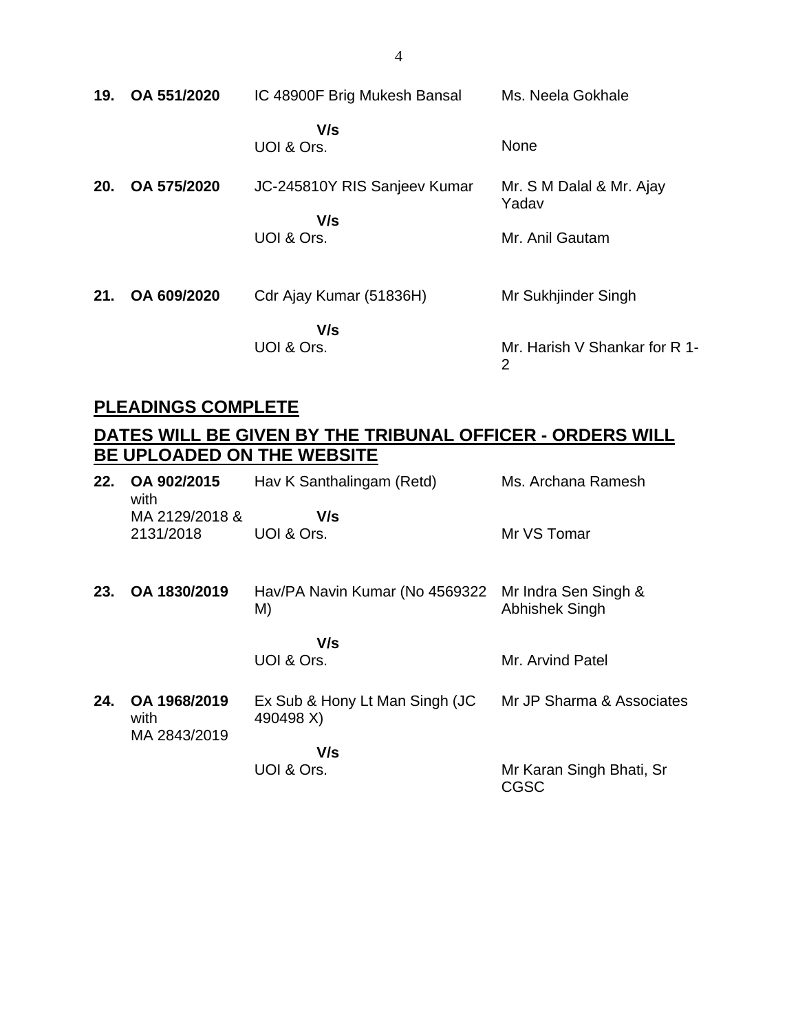| | | | |
|---|---|---|---|
| **19.** | **OA 551/2020** | IC 48900F Brig Mukesh Bansal | Ms. Neela Gokhale |
| | | **V/s** | |
| | | UOI & Ors. | None |
| **20.** | **OA 575/2020** | JC-245810Y RIS Sanjeev Kumar | Mr. S M Dalal & Mr. Ajay Yadav |
| | | **V/s** | |
| | | UOI & Ors. | Mr. Anil Gautam |
| **21.** | **OA 609/2020** | Cdr Ajay Kumar (51836H) | Mr Sukhjinder Singh |
| | | **V/s** | |
| | | UOI & Ors. | Mr. Harish V Shankar for R 1-2 |

## PLEADINGS COMPLETE

## DATES WILL BE GIVEN BY THE TRIBUNAL OFFICER - ORDERS WILL BE UPLOADED ON THE WEBSITE

| | | | |
|---|---|---|---|
| **22.** | **OA 902/2015** with MA 2129/2018 & 2131/2018 | Hav K Santhalingam (Retd) | Ms. Archana Ramesh |
| | | **V/s** | |
| | | UOI & Ors. | Mr VS Tomar |
| **23.** | **OA 1830/2019** | Hav/PA Navin Kumar (No 4569322 M) | Mr Indra Sen Singh & Abhishek Singh |
| | | **V/s** | |
| | | UOI & Ors. | Mr. Arvind Patel |
| **24.** | **OA 1968/2019** with MA 2843/2019 | Ex Sub & Hony Lt Man Singh (JC 490498 X) | Mr JP Sharma & Associates |
| | | **V/s** | |
| | | UOI & Ors. | Mr Karan Singh Bhati, Sr CGSC |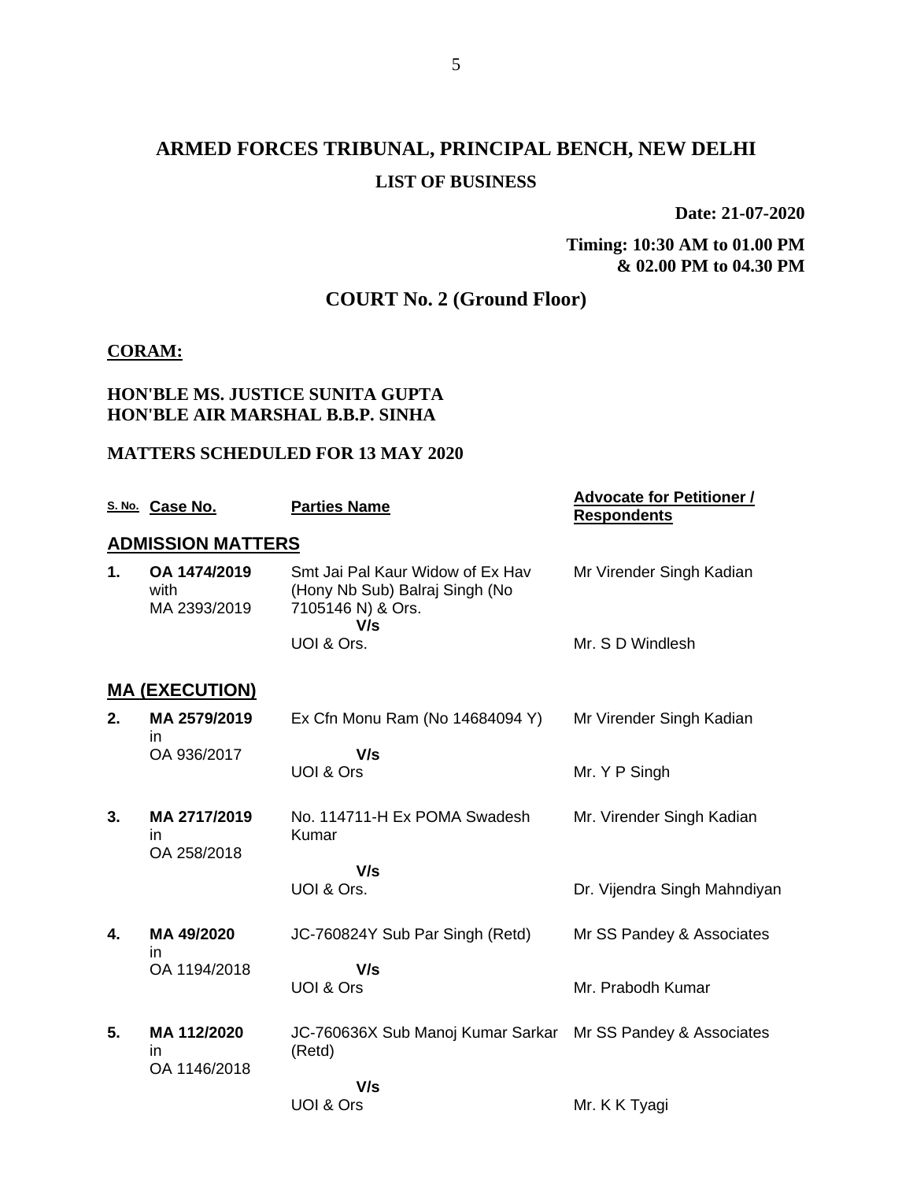# ARMED FORCES TRIBUNAL, PRINCIPAL BENCH, NEW DELHI

## LIST OF BUSINESS

**Date: 21-07-2020**

**Timing: 10:30 AM to 01.00 PM & 02.00 PM to 04.30 PM**

## COURT No. 2 (Ground Floor)

**CORAM:**

**HON'BLE MS. JUSTICE SUNITA GUPTA**
**HON'BLE AIR MARSHAL B.B.P. SINHA**

**MATTERS SCHEDULED FOR 13 MAY 2020**

| S. No. | Case No. | Parties Name | Advocate for Petitioner / Respondents |
|---|---|---|---|
| **ADMISSION MATTERS** | | | |
| **1.** | **OA 1474/2019** with MA 2393/2019 | Smt Jai Pal Kaur Widow of Ex Hav (Hony Nb Sub) Balraj Singh (No 7105146 N) & Ors. **V/s** UOI & Ors. | Mr Virender Singh Kadian / Mr. S D Windlesh |
| **MA (EXECUTION)** | | | |
| **2.** | **MA 2579/2019** in OA 936/2017 | Ex Cfn Monu Ram (No 14684094 Y) **V/s** UOI & Ors | Mr Virender Singh Kadian / Mr. Y P Singh |
| **3.** | **MA 2717/2019** in OA 258/2018 | No. 114711-H Ex POMA Swadesh Kumar **V/s** UOI & Ors. | Mr. Virender Singh Kadian / Dr. Vijendra Singh Mahndiyan |
| **4.** | **MA 49/2020** in OA 1194/2018 | JC-760824Y Sub Par Singh (Retd) **V/s** UOI & Ors | Mr SS Pandey & Associates / Mr. Prabodh Kumar |
| **5.** | **MA 112/2020** in OA 1146/2018 | JC-760636X Sub Manoj Kumar Sarkar (Retd) **V/s** UOI & Ors | Mr SS Pandey & Associates / Mr. K K Tyagi |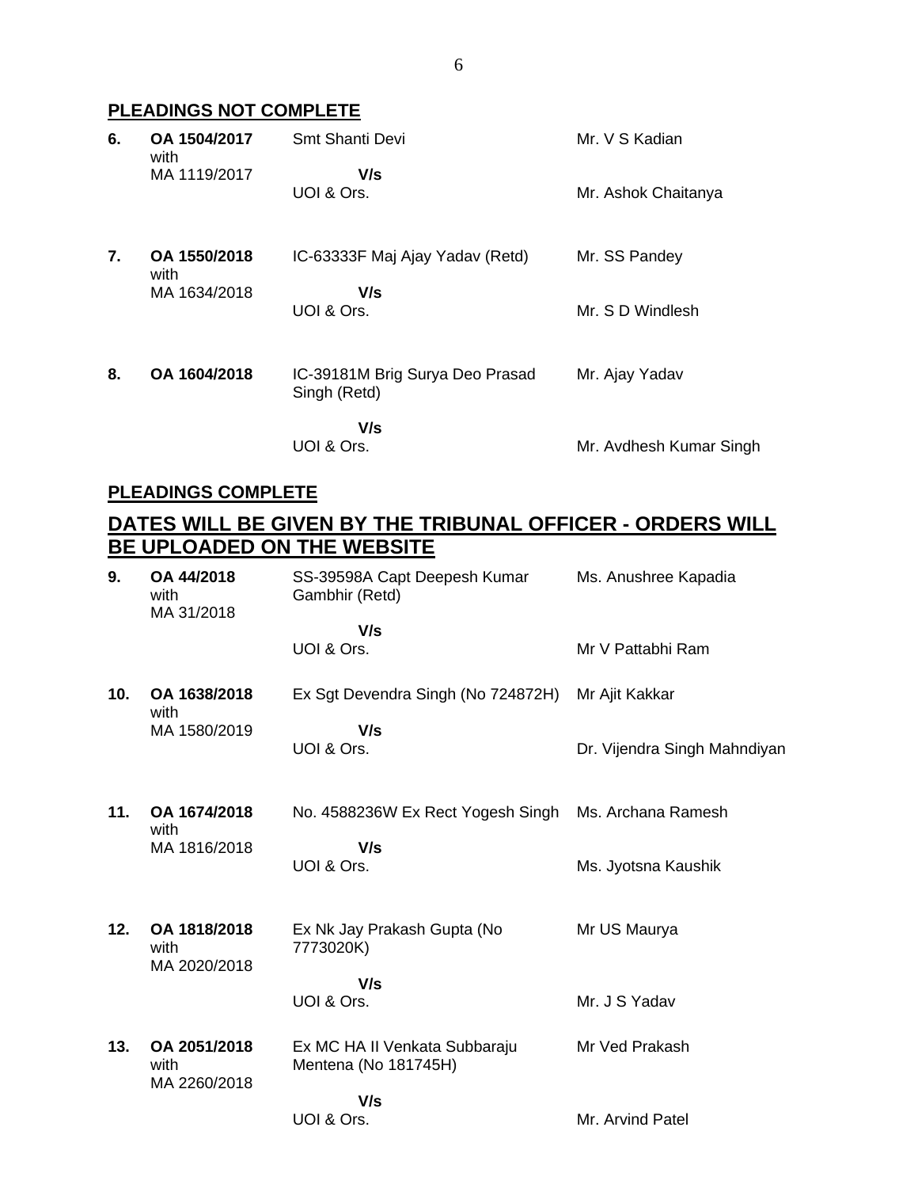**PLEADINGS NOT COMPLETE**

| | | | |
|---|---|---|---|
| **6.** | **OA 1504/2017** with MA 1119/2017 | Smt Shanti Devi **V/s** UOI & Ors. | Mr. V S Kadian<br>Mr. Ashok Chaitanya |
| **7.** | **OA 1550/2018** with MA 1634/2018 | IC-63333F Maj Ajay Yadav (Retd) **V/s** UOI & Ors. | Mr. SS Pandey<br>Mr. S D Windlesh |
| **8.** | **OA 1604/2018** | IC-39181M Brig Surya Deo Prasad Singh (Retd) **V/s** UOI & Ors. | Mr. Ajay Yadav<br>Mr. Avdhesh Kumar Singh |

**PLEADINGS COMPLETE**

## DATES WILL BE GIVEN BY THE TRIBUNAL OFFICER - ORDERS WILL BE UPLOADED ON THE WEBSITE

| | | | |
|---|---|---|---|
| **9.** | **OA 44/2018** with MA 31/2018 | SS-39598A Capt Deepesh Kumar Gambhir (Retd) **V/s** UOI & Ors. | Ms. Anushree Kapadia<br>Mr V Pattabhi Ram |
| **10.** | **OA 1638/2018** with MA 1580/2019 | Ex Sgt Devendra Singh (No 724872H) **V/s** UOI & Ors. | Mr Ajit Kakkar<br>Dr. Vijendra Singh Mahndiyan |
| **11.** | **OA 1674/2018** with MA 1816/2018 | No. 4588236W Ex Rect Yogesh Singh **V/s** UOI & Ors. | Ms. Archana Ramesh<br>Ms. Jyotsna Kaushik |
| **12.** | **OA 1818/2018** with MA 2020/2018 | Ex Nk Jay Prakash Gupta (No 7773020K) **V/s** UOI & Ors. | Mr US Maurya<br>Mr. J S Yadav |
| **13.** | **OA 2051/2018** with MA 2260/2018 | Ex MC HA II Venkata Subbaraju Mentena (No 181745H) **V/s** UOI & Ors. | Mr Ved Prakash<br>Mr. Arvind Patel |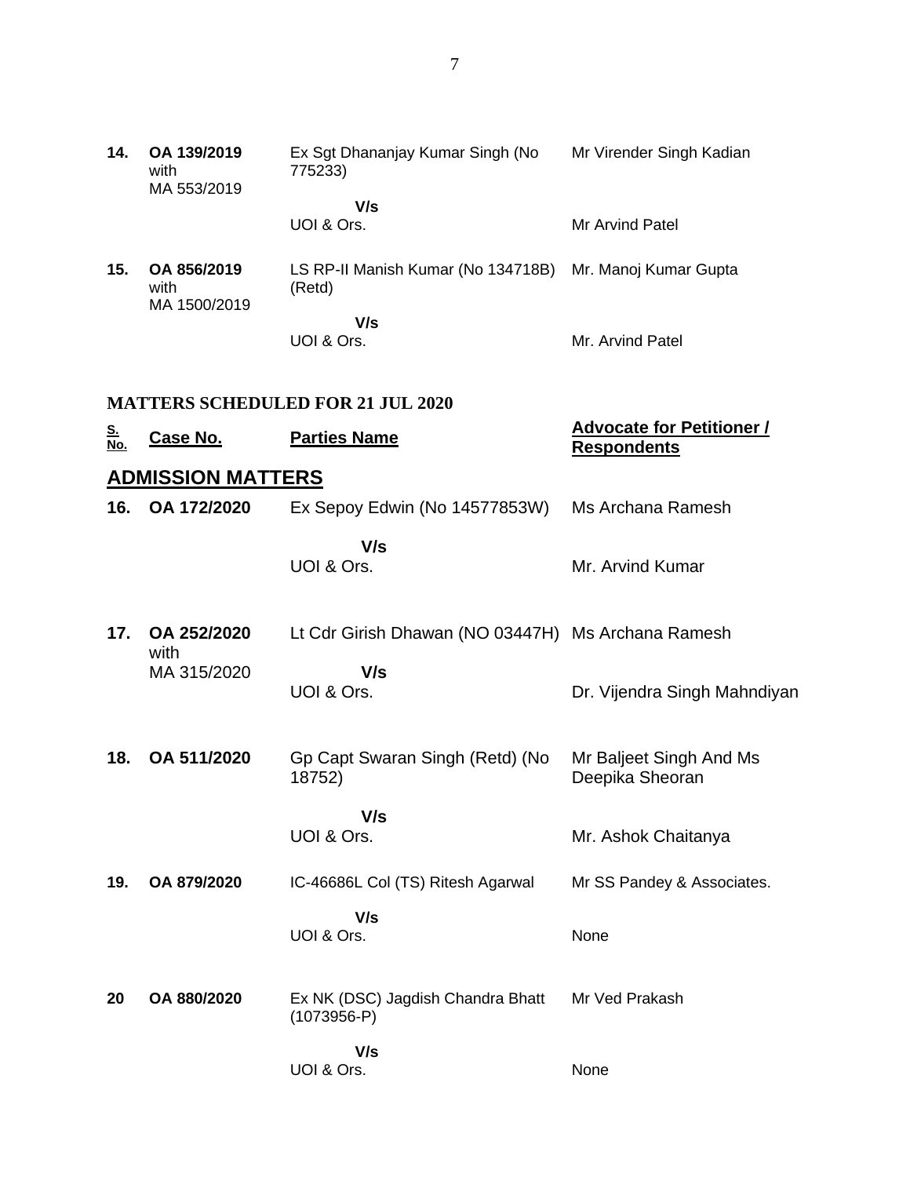| | | | |
|---|---|---|---|
| **14.** | **OA 139/2019** with MA 553/2019 | Ex Sgt Dhananjay Kumar Singh (No 775233) | Mr Virender Singh Kadian |
| | | **V/s** UOI & Ors. | Mr Arvind Patel |
| **15.** | **OA 856/2019** with MA 1500/2019 | LS RP-II Manish Kumar (No 134718B) (Retd) | Mr. Manoj Kumar Gupta |
| | | **V/s** UOI & Ors. | Mr. Arvind Patel |

**MATTERS SCHEDULED FOR 21 JUL 2020**

| S. No. | Case No. | Parties Name | Advocate for Petitioner / Respondents |
|---|---|---|---|

## ADMISSION MATTERS

| | | | |
|---|---|---|---|
| **16.** | **OA 172/2020** | Ex Sepoy Edwin (No 14577853W) | Ms Archana Ramesh |
| | | **V/s** UOI & Ors. | Mr. Arvind Kumar |
| **17.** | **OA 252/2020** with MA 315/2020 | Lt Cdr Girish Dhawan (NO 03447H) | Ms Archana Ramesh |
| | | **V/s** UOI & Ors. | Dr. Vijendra Singh Mahndiyan |
| **18.** | **OA 511/2020** | Gp Capt Swaran Singh (Retd) (No 18752) | Mr Baljeet Singh And Ms Deepika Sheoran |
| | | **V/s** UOI & Ors. | Mr. Ashok Chaitanya |
| **19.** | **OA 879/2020** | IC-46686L Col (TS) Ritesh Agarwal | Mr SS Pandey & Associates. |
| | | **V/s** UOI & Ors. | None |
| **20** | **OA 880/2020** | Ex NK (DSC) Jagdish Chandra Bhatt (1073956-P) | Mr Ved Prakash |
| | | **V/s** UOI & Ors. | None |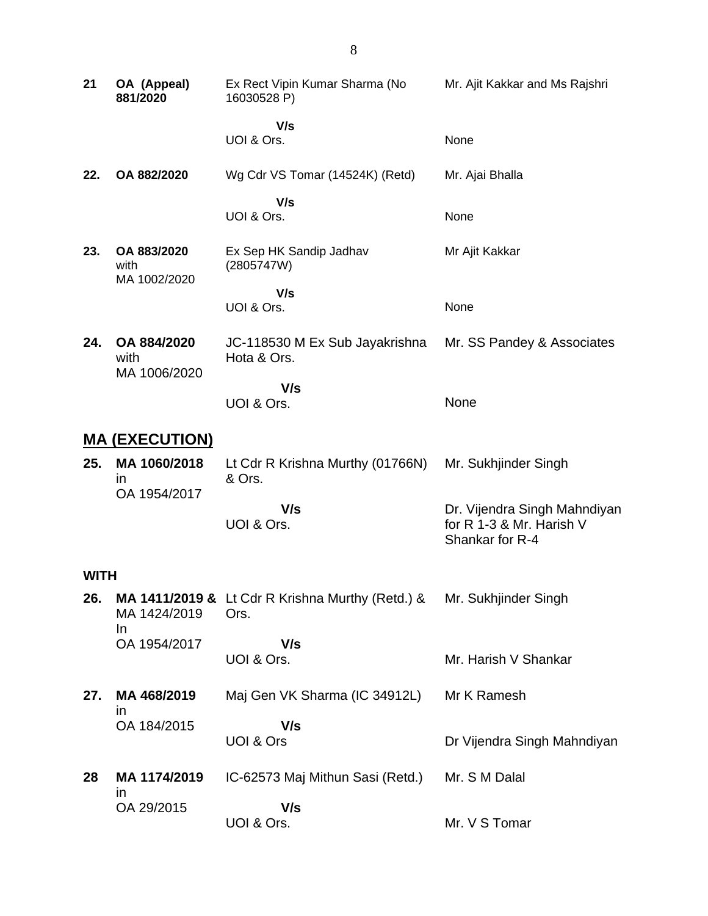| | | | |
|---|---|---|---|
| **21** | **OA (Appeal) 881/2020** | Ex Rect Vipin Kumar Sharma (No 16030528 P) | Mr. Ajit Kakkar and Ms Rajshri |
| | | **V/s** UOI & Ors. | None |
| **22.** | **OA 882/2020** | Wg Cdr VS Tomar (14524K) (Retd) | Mr. Ajai Bhalla |
| | | **V/s** UOI & Ors. | None |
| **23.** | **OA 883/2020** with MA 1002/2020 | Ex Sep HK Sandip Jadhav (2805747W) | Mr Ajit Kakkar |
| | | **V/s** UOI & Ors. | None |
| **24.** | **OA 884/2020** with MA 1006/2020 | JC-118530 M Ex Sub Jayakrishna Hota & Ors. | Mr. SS Pandey & Associates |
| | | **V/s** UOI & Ors. | None |

## MA (EXECUTION)

| | | | |
|---|---|---|---|
| **25.** | **MA 1060/2018** in OA 1954/2017 | Lt Cdr R Krishna Murthy (01766N) & Ors. | Mr. Sukhjinder Singh |
| | | **V/s** UOI & Ors. | Dr. Vijendra Singh Mahndiyan for R 1-3 & Mr. Harish V Shankar for R-4 |

**WITH**

| | | | |
|---|---|---|---|
| **26.** | **MA 1411/2019 &** MA 1424/2019 In OA 1954/2017 | Lt Cdr R Krishna Murthy (Retd.) & Ors. | Mr. Sukhjinder Singh |
| | | **V/s** UOI & Ors. | Mr. Harish V Shankar |
| **27.** | **MA 468/2019** in OA 184/2015 | Maj Gen VK Sharma (IC 34912L) | Mr K Ramesh |
| | | **V/s** UOI & Ors | Dr Vijendra Singh Mahndiyan |
| **28** | **MA 1174/2019** in OA 29/2015 | IC-62573 Maj Mithun Sasi (Retd.) | Mr. S M Dalal |
| | | **V/s** UOI & Ors. | Mr. V S Tomar |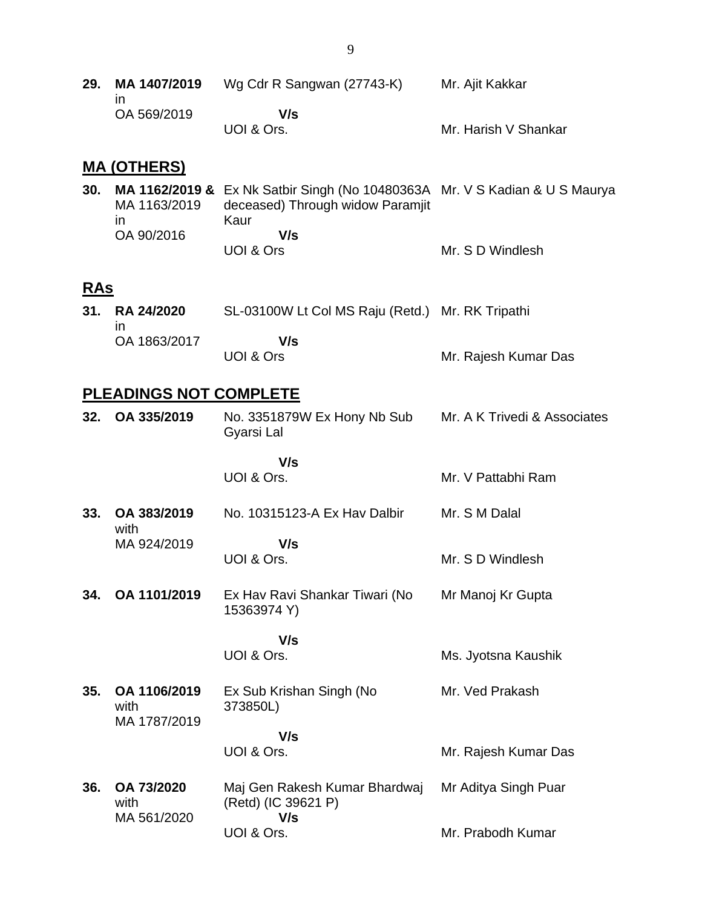| | | | |
|---|---|---|---|
| **29.** | **MA 1407/2019** in OA 569/2019 | Wg Cdr R Sangwan (27743-K) **V/s** UOI & Ors. | Mr. Ajit Kakkar<br><br>Mr. Harish V Shankar |

## MA (OTHERS)

| | | | |
|---|---|---|---|
| **30.** | **MA 1162/2019 &** MA 1163/2019 in OA 90/2016 | Ex Nk Satbir Singh (No 10480363A deceased) Through widow Paramjit Kaur **V/s** UOI & Ors | Mr. V S Kadian & U S Maurya<br><br>Mr. S D Windlesh |

## RAs

| | | | |
|---|---|---|---|
| **31.** | **RA 24/2020** in OA 1863/2017 | SL-03100W Lt Col MS Raju (Retd.) **V/s** UOI & Ors | Mr. RK Tripathi<br><br>Mr. Rajesh Kumar Das |

## PLEADINGS NOT COMPLETE

| | | | |
|---|---|---|---|
| **32.** | **OA 335/2019** | No. 3351879W Ex Hony Nb Sub Gyarsi Lal **V/s** UOI & Ors. | Mr. A K Trivedi & Associates<br><br>Mr. V Pattabhi Ram |
| **33.** | **OA 383/2019** with MA 924/2019 | No. 10315123-A Ex Hav Dalbir **V/s** UOI & Ors. | Mr. S M Dalal<br><br>Mr. S D Windlesh |
| **34.** | **OA 1101/2019** | Ex Hav Ravi Shankar Tiwari (No 15363974 Y) **V/s** UOI & Ors. | Mr Manoj Kr Gupta<br><br>Ms. Jyotsna Kaushik |
| **35.** | **OA 1106/2019** with MA 1787/2019 | Ex Sub Krishan Singh (No 373850L) **V/s** UOI & Ors. | Mr. Ved Prakash<br><br>Mr. Rajesh Kumar Das |
| **36.** | **OA 73/2020** with MA 561/2020 | Maj Gen Rakesh Kumar Bhardwaj (Retd) (IC 39621 P) **V/s** UOI & Ors. | Mr Aditya Singh Puar<br><br>Mr. Prabodh Kumar |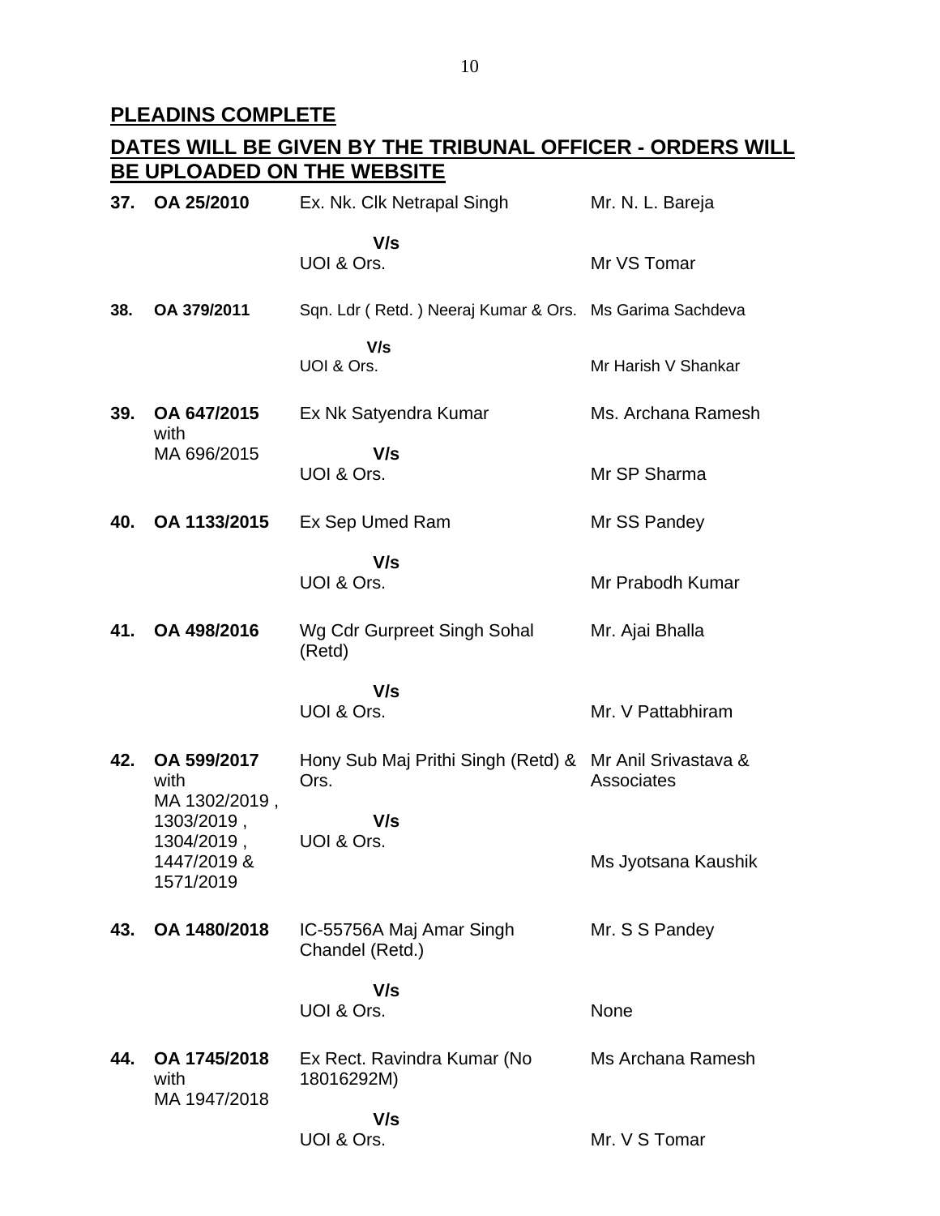## PLEADINS COMPLETE

## DATES WILL BE GIVEN BY THE TRIBUNAL OFFICER - ORDERS WILL BE UPLOADED ON THE WEBSITE

| No. | Case No. | Parties | Counsel |
|---|---|---|---|
| **37.** | **OA 25/2010** | Ex. Nk. Clk Netrapal Singh | Mr. N. L. Bareja |
| | | **V/s** | |
| | | UOI & Ors. | Mr VS Tomar |
| **38.** | **OA 379/2011** | Sqn. Ldr ( Retd. ) Neeraj Kumar & Ors. | Ms Garima Sachdeva |
| | | **V/s** | |
| | | UOI & Ors. | Mr Harish V Shankar |
| **39.** | **OA 647/2015** with MA 696/2015 | Ex Nk Satyendra Kumar | Ms. Archana Ramesh |
| | | **V/s** | |
| | | UOI & Ors. | Mr SP Sharma |
| **40.** | **OA 1133/2015** | Ex Sep Umed Ram | Mr SS Pandey |
| | | **V/s** | |
| | | UOI & Ors. | Mr Prabodh Kumar |
| **41.** | **OA 498/2016** | Wg Cdr Gurpreet Singh Sohal (Retd) | Mr. Ajai Bhalla |
| | | **V/s** | |
| | | UOI & Ors. | Mr. V Pattabhiram |
| **42.** | **OA 599/2017** with MA 1302/2019 , 1303/2019 , 1304/2019 , 1447/2019 & 1571/2019 | Hony Sub Maj Prithi Singh (Retd) & Ors. | Mr Anil Srivastava & Associates |
| | | **V/s** | |
| | | UOI & Ors. | Ms Jyotsana Kaushik |
| **43.** | **OA 1480/2018** | IC-55756A Maj Amar Singh Chandel (Retd.) | Mr. S S Pandey |
| | | **V/s** | |
| | | UOI & Ors. | None |
| **44.** | **OA 1745/2018** with MA 1947/2018 | Ex Rect. Ravindra Kumar (No 18016292M) | Ms Archana Ramesh |
| | | **V/s** | |
| | | UOI & Ors. | Mr. V S Tomar |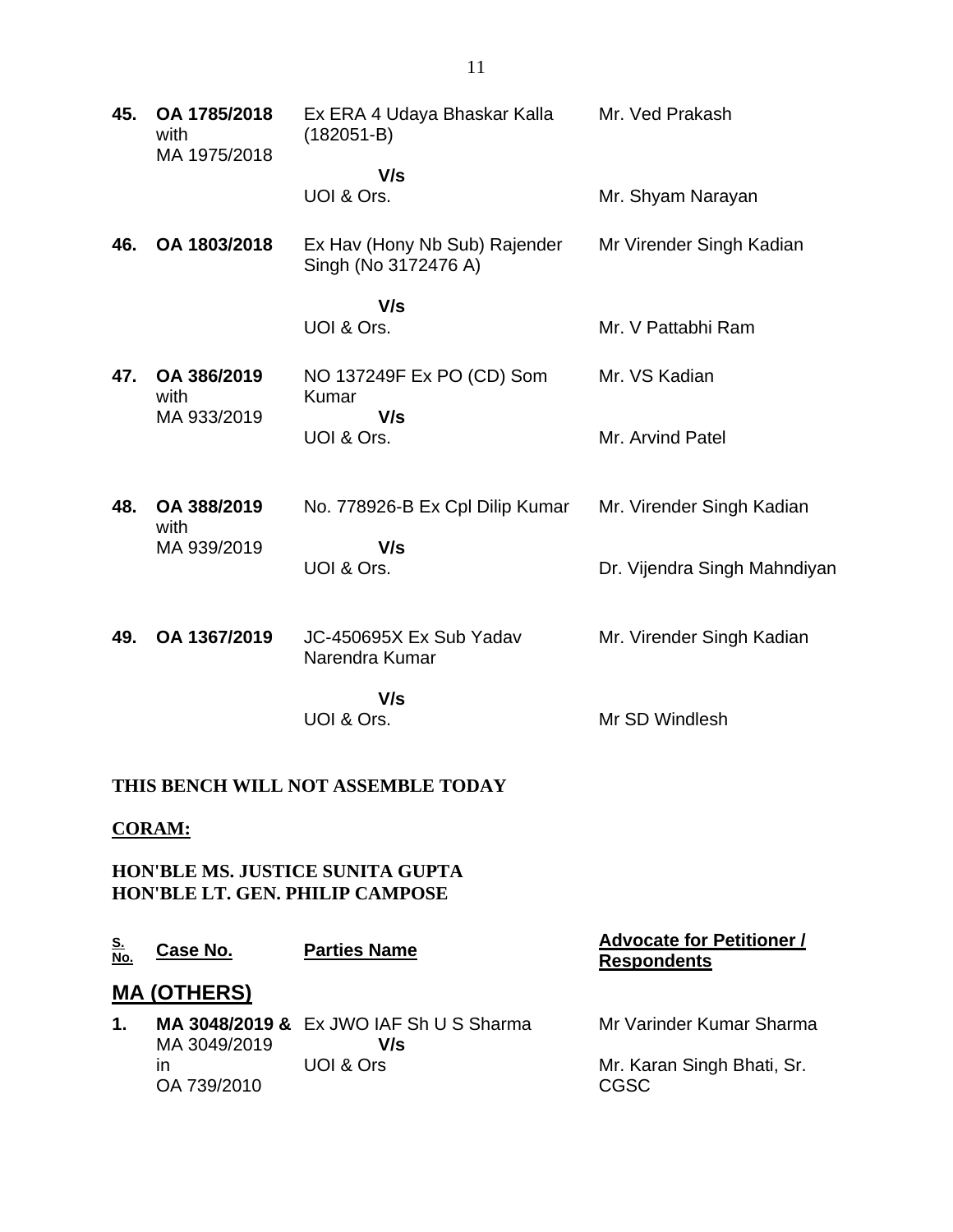| | | | |
|---|---|---|---|
| **45.** | **OA 1785/2018** with MA 1975/2018 | Ex ERA 4 Udaya Bhaskar Kalla (182051-B) **V/s** UOI & Ors. | Mr. Ved Prakash<br><br>Mr. Shyam Narayan |
| **46.** | **OA 1803/2018** | Ex Hav (Hony Nb Sub) Rajender Singh (No 3172476 A) **V/s** UOI & Ors. | Mr Virender Singh Kadian<br><br>Mr. V Pattabhi Ram |
| **47.** | **OA 386/2019** with MA 933/2019 | NO 137249F Ex PO (CD) Som Kumar **V/s** UOI & Ors. | Mr. VS Kadian<br><br>Mr. Arvind Patel |
| **48.** | **OA 388/2019** with MA 939/2019 | No. 778926-B Ex Cpl Dilip Kumar **V/s** UOI & Ors. | Mr. Virender Singh Kadian<br><br>Dr. Vijendra Singh Mahndiyan |
| **49.** | **OA 1367/2019** | JC-450695X Ex Sub Yadav Narendra Kumar **V/s** UOI & Ors. | Mr. Virender Singh Kadian<br><br>Mr SD Windlesh |

**THIS BENCH WILL NOT ASSEMBLE TODAY**

**CORAM:**

**HON'BLE MS. JUSTICE SUNITA GUPTA**
**HON'BLE LT. GEN. PHILIP CAMPOSE**

| S. No. | Case No. | Parties Name | Advocate for Petitioner / Respondents |
|---|---|---|---|

## MA (OTHERS)

| | | | |
|---|---|---|---|
| **1.** | **MA 3048/2019 &** MA 3049/2019 in OA 739/2010 | Ex JWO IAF Sh U S Sharma **V/s** UOI & Ors | Mr Varinder Kumar Sharma<br><br>Mr. Karan Singh Bhati, Sr. CGSC |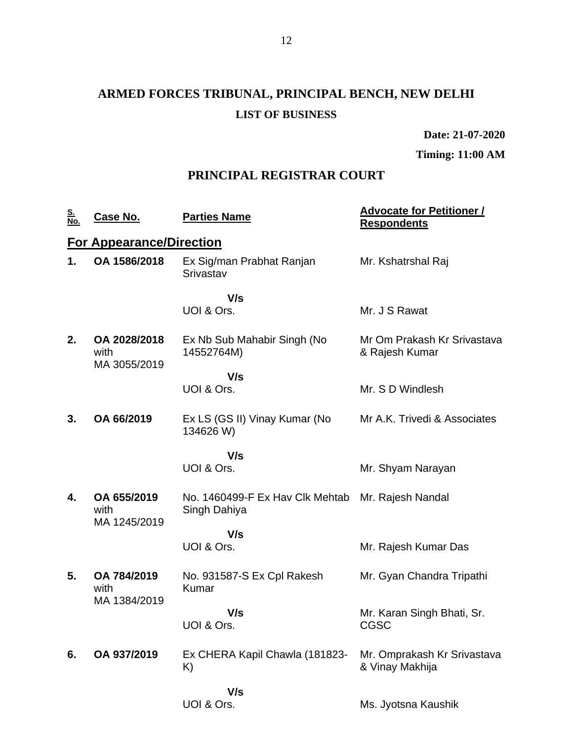# ARMED FORCES TRIBUNAL, PRINCIPAL BENCH, NEW DELHI

## LIST OF BUSINESS

**Date: 21-07-2020**

**Timing: 11:00 AM**

## PRINCIPAL REGISTRAR COURT

| S. No. | Case No. | Parties Name | Advocate for Petitioner / Respondents |
|---|---|---|---|
| **For Appearance/Direction** | | | |
| **1.** | **OA 1586/2018** | Ex Sig/man Prabhat Ranjan Srivastav | Mr. Kshatrshal Raj |
| | | **V/s** | |
| | | UOI & Ors. | Mr. J S Rawat |
| **2.** | **OA 2028/2018** with MA 3055/2019 | Ex Nb Sub Mahabir Singh (No 14552764M) | Mr Om Prakash Kr Srivastava & Rajesh Kumar |
| | | **V/s** | |
| | | UOI & Ors. | Mr. S D Windlesh |
| **3.** | **OA 66/2019** | Ex LS (GS II) Vinay Kumar (No 134626 W) | Mr A.K. Trivedi & Associates |
| | | **V/s** | |
| | | UOI & Ors. | Mr. Shyam Narayan |
| **4.** | **OA 655/2019** with MA 1245/2019 | No. 1460499-F Ex Hav Clk Mehtab Singh Dahiya | Mr. Rajesh Nandal |
| | | **V/s** | |
| | | UOI & Ors. | Mr. Rajesh Kumar Das |
| **5.** | **OA 784/2019** with MA 1384/2019 | No. 931587-S Ex Cpl Rakesh Kumar | Mr. Gyan Chandra Tripathi |
| | | **V/s** | |
| | | UOI & Ors. | Mr. Karan Singh Bhati, Sr. CGSC |
| **6.** | **OA 937/2019** | Ex CHERA Kapil Chawla (181823-K) | Mr. Omprakash Kr Srivastava & Vinay Makhija |
| | | **V/s** | |
| | | UOI & Ors. | Ms. Jyotsna Kaushik |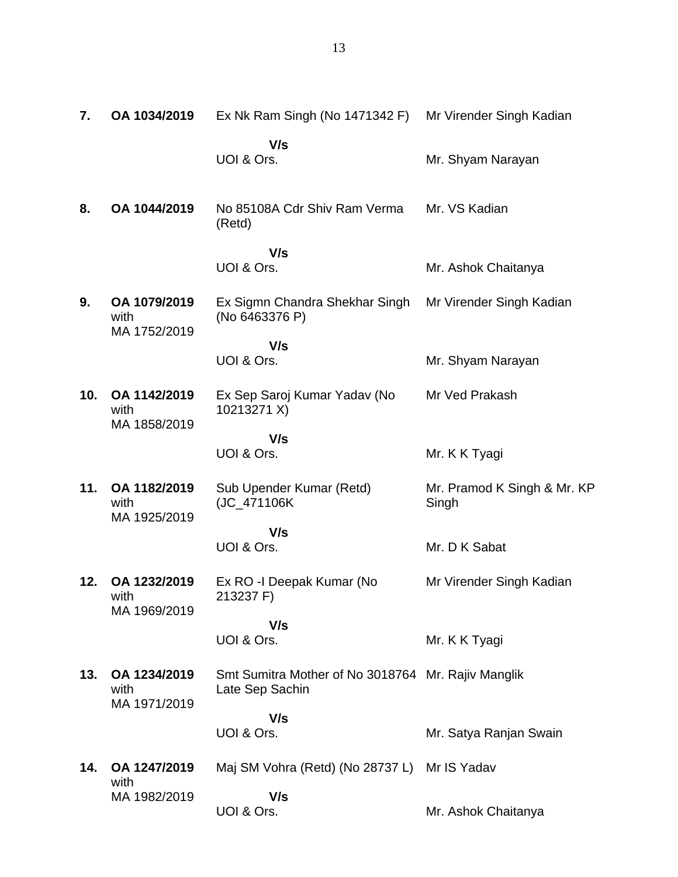| | | | |
|---|---|---|---|
| **7.** | **OA 1034/2019** | Ex Nk Ram Singh (No 1471342 F) | Mr Virender Singh Kadian |
| | | **V/s** | |
| | | UOI & Ors. | Mr. Shyam Narayan |
| **8.** | **OA 1044/2019** | No 85108A Cdr Shiv Ram Verma (Retd) | Mr. VS Kadian |
| | | **V/s** | |
| | | UOI & Ors. | Mr. Ashok Chaitanya |
| **9.** | **OA 1079/2019** with MA 1752/2019 | Ex Sigmn Chandra Shekhar Singh (No 6463376 P) | Mr Virender Singh Kadian |
| | | **V/s** | |
| | | UOI & Ors. | Mr. Shyam Narayan |
| **10.** | **OA 1142/2019** with MA 1858/2019 | Ex Sep Saroj Kumar Yadav (No 10213271 X) | Mr Ved Prakash |
| | | **V/s** | |
| | | UOI & Ors. | Mr. K K Tyagi |
| **11.** | **OA 1182/2019** with MA 1925/2019 | Sub Upender Kumar (Retd) (JC_471106K | Mr. Pramod K Singh & Mr. KP Singh |
| | | **V/s** | |
| | | UOI & Ors. | Mr. D K Sabat |
| **12.** | **OA 1232/2019** with MA 1969/2019 | Ex RO -I Deepak Kumar (No 213237 F) | Mr Virender Singh Kadian |
| | | **V/s** | |
| | | UOI & Ors. | Mr. K K Tyagi |
| **13.** | **OA 1234/2019** with MA 1971/2019 | Smt Sumitra Mother of No 3018764 Late Sep Sachin | Mr. Rajiv Manglik |
| | | **V/s** | |
| | | UOI & Ors. | Mr. Satya Ranjan Swain |
| **14.** | **OA 1247/2019** with MA 1982/2019 | Maj SM Vohra (Retd) (No 28737 L) | Mr IS Yadav |
| | | **V/s** | |
| | | UOI & Ors. | Mr. Ashok Chaitanya |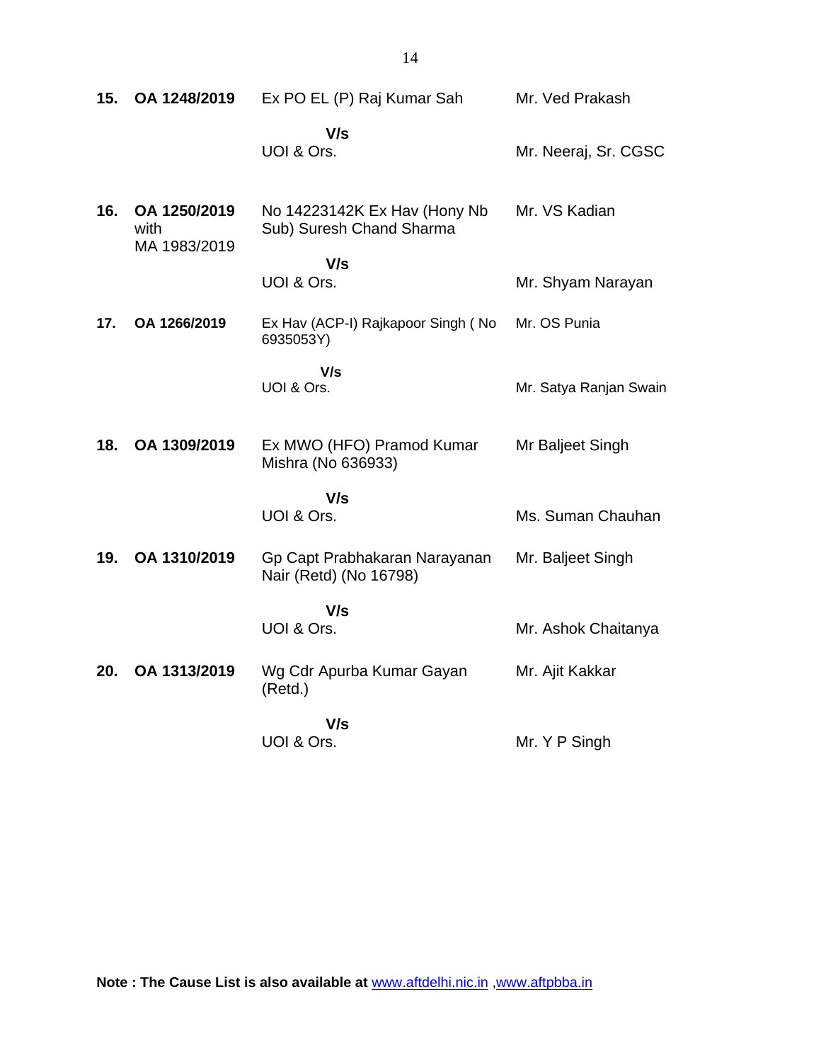| | | | |
|---|---|---|---|
| **15.** | **OA 1248/2019** | Ex PO EL (P) Raj Kumar Sah<br><br>**V/s**<br>UOI & Ors. | Mr. Ved Prakash<br><br><br>Mr. Neeraj, Sr. CGSC |
| **16.** | **OA 1250/2019** with MA 1983/2019 | No 14223142K Ex Hav (Hony Nb Sub) Suresh Chand Sharma<br><br>**V/s**<br>UOI & Ors. | Mr. VS Kadian<br><br><br>Mr. Shyam Narayan |
| **17.** | **OA 1266/2019** | Ex Hav (ACP-I) Rajkapoor Singh ( No 6935053Y)<br><br>**V/s**<br>UOI & Ors. | Mr. OS Punia<br><br><br>Mr. Satya Ranjan Swain |
| **18.** | **OA 1309/2019** | Ex MWO (HFO) Pramod Kumar Mishra (No 636933)<br><br>**V/s**<br>UOI & Ors. | Mr Baljeet Singh<br><br><br>Ms. Suman Chauhan |
| **19.** | **OA 1310/2019** | Gp Capt Prabhakaran Narayanan Nair (Retd) (No 16798)<br><br>**V/s**<br>UOI & Ors. | Mr. Baljeet Singh<br><br><br>Mr. Ashok Chaitanya |
| **20.** | **OA 1313/2019** | Wg Cdr Apurba Kumar Gayan (Retd.)<br><br>**V/s**<br>UOI & Ors. | Mr. Ajit Kakkar<br><br><br>Mr. Y P Singh |

**Note : The Cause List is also available at** www.aftdelhi.nic.in ,www.aftpbba.in